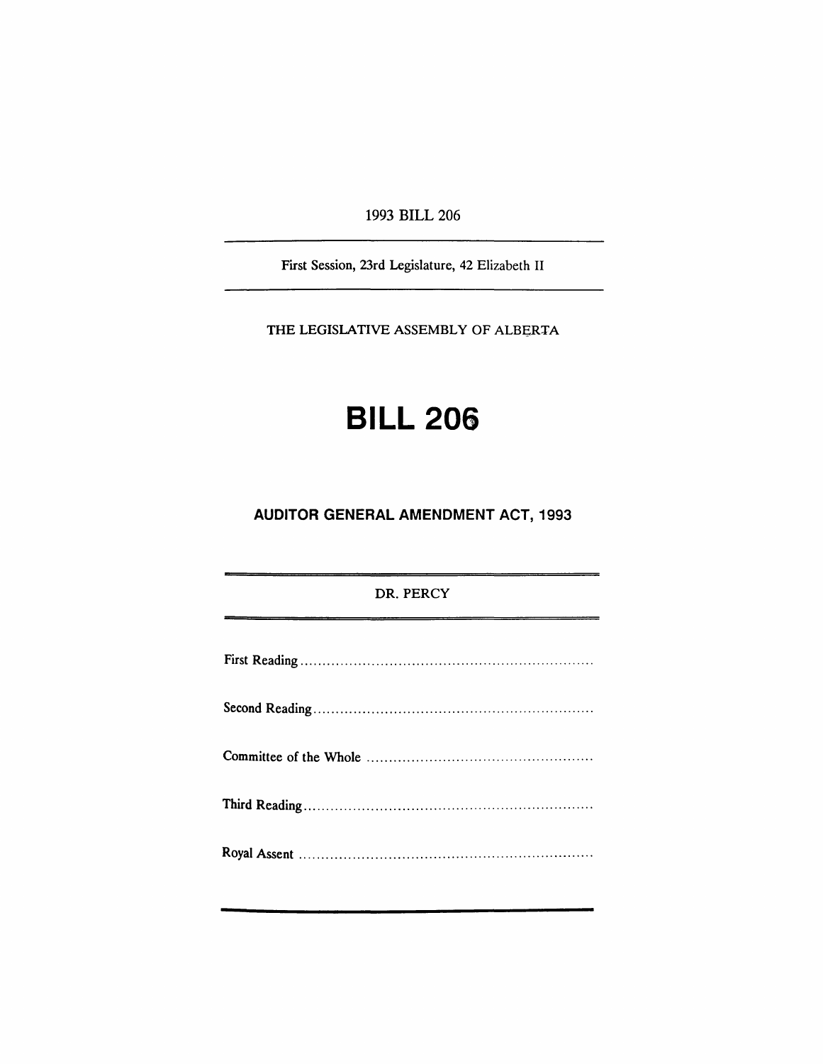1993 BILL 206

---

First Session, 23rd Legislature, 42 Elizabeth II

---

THE LEGISLATIVE ASSEMBLY OF ALBERTA

# BILL 206

## AUDITOR GENERAL AMENDMENT ACT, 1993

---

DR. PERCY

---

First Reading ..................................................................

Second Reading ..............................................................

Committee of the Whole ..................................................

Third Reading .................................................................

Royal Assent ..................................................................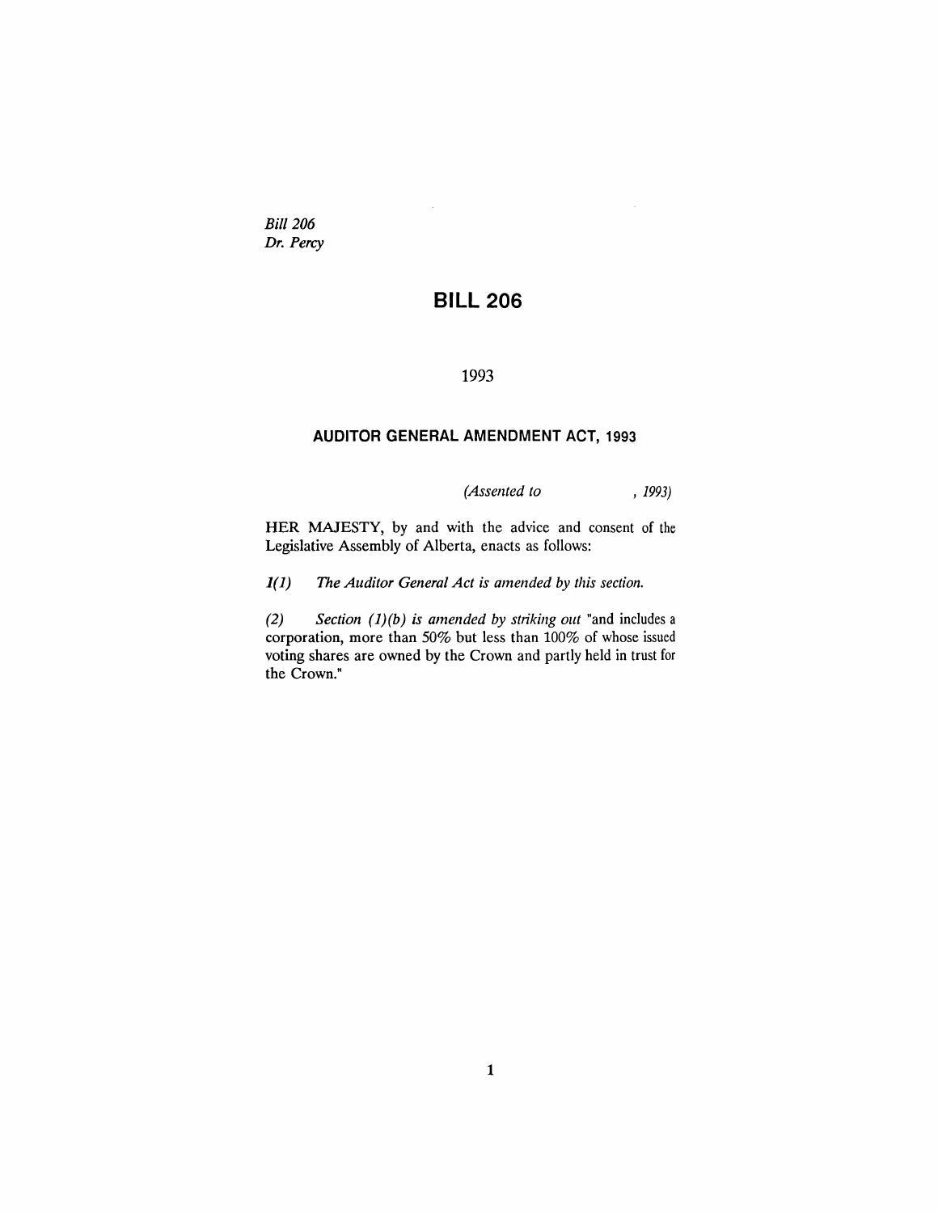*Bill 206*
*Dr. Percy*

# BILL 206

1993

## AUDITOR GENERAL AMENDMENT ACT, 1993

*(Assented to , 1993)*

HER MAJESTY, by and with the advice and consent of the Legislative Assembly of Alberta, enacts as follows:

***1(1)*** *The Auditor General Act is amended by this section.*

*(2)* *Section (1)(b) is amended by striking out* "and includes a corporation, more than 50% but less than 100% of whose issued voting shares are owned by the Crown and partly held in trust for the Crown."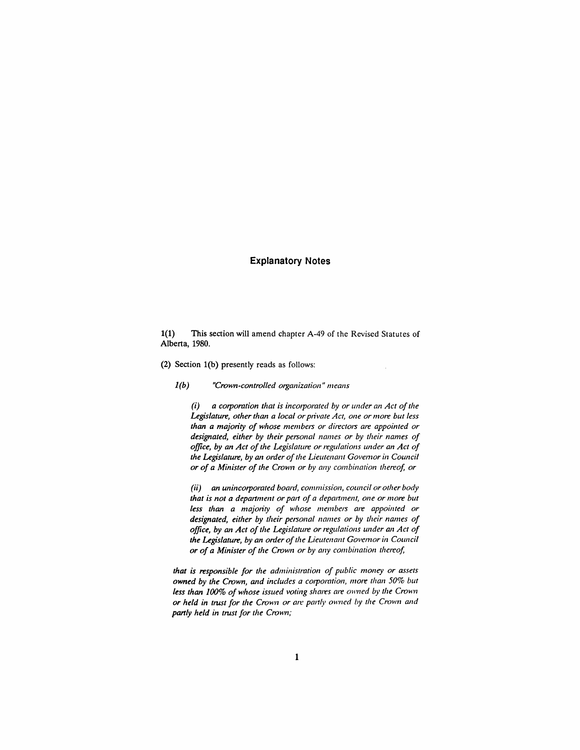## Explanatory Notes

1(1) This section will amend chapter A-49 of the Revised Statutes of Alberta, 1980.

(2) Section 1(b) presently reads as follows:

*1(b) "Crown-controlled organization" means*

*(i) a corporation that is incorporated by or under an Act of the Legislature, other than a local or private Act, one or more but less than a majority of whose members or directors are appointed or designated, either by their personal names or by their names of office, by an Act of the Legislature or regulations under an Act of the Legislature, by an order of the Lieutenant Governor in Council or of a Minister of the Crown or by any combination thereof, or*

*(ii) an unincorporated board, commission, council or other body that is not a department or part of a department, one or more but less than a majority of whose members are appointed or designated, either by their personal names or by their names of office, by an Act of the Legislature or regulations under an Act of the Legislature, by an order of the Lieutenant Governor in Council or of a Minister of the Crown or by any combination thereof,*

*that is responsible for the administration of public money or assets owned by the Crown, and includes a corporation, more than 50% but less than 100% of whose issued voting shares are owned by the Crown or held in trust for the Crown or are partly owned by the Crown and partly held in trust for the Crown;*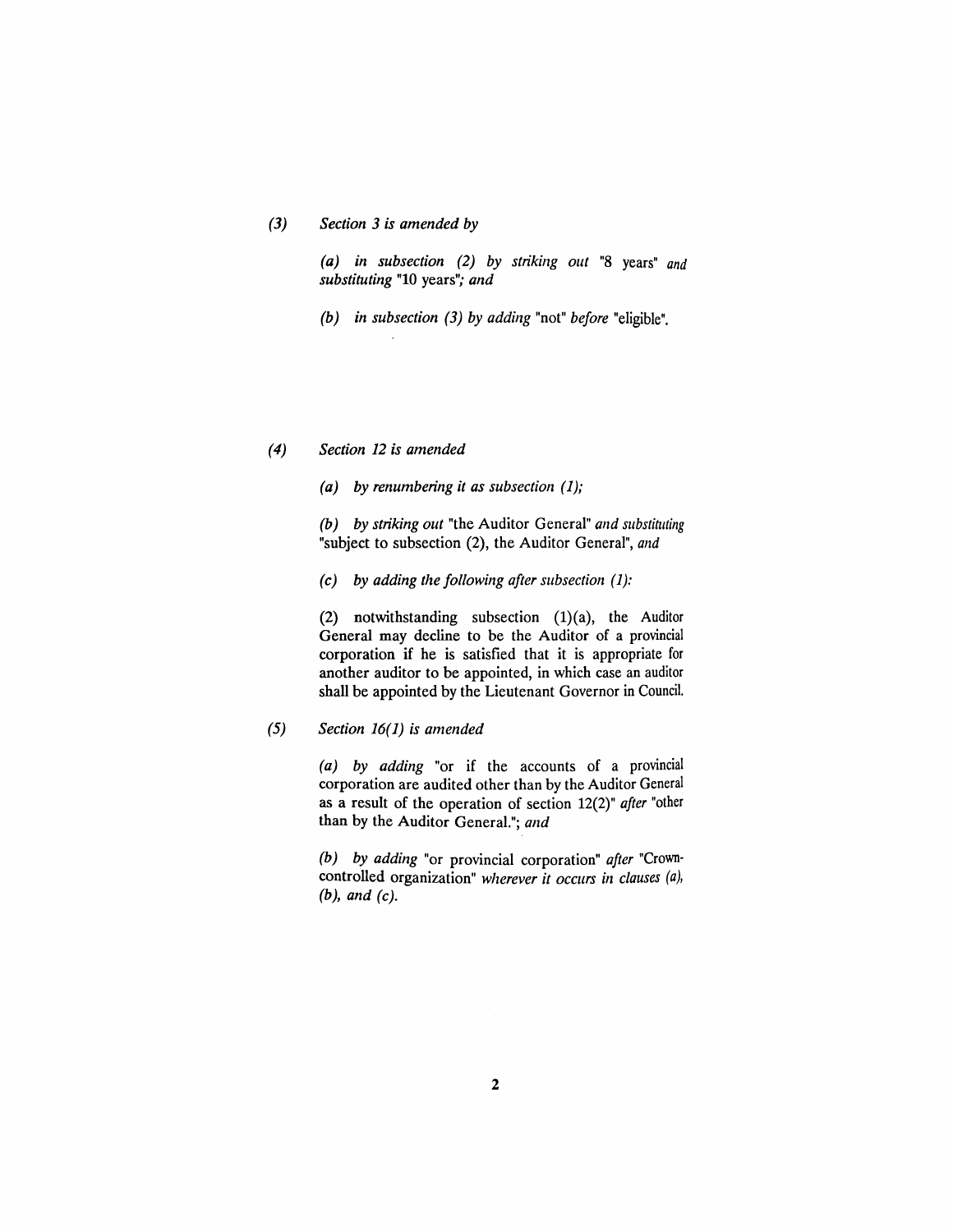(3) *Section 3 is amended by*

*(a) in subsection (2) by striking out* "8 years" *and substituting* "10 years"*; and*

*(b) in subsection (3) by adding* "not" *before* "eligible".

(4) *Section 12 is amended*

*(a) by renumbering it as subsection (1);*

*(b) by striking out* "the Auditor General" *and substituting* "subject to subsection (2), the Auditor General", *and*

*(c) by adding the following after subsection (1):*

(2) notwithstanding subsection (1)(a), the Auditor General may decline to be the Auditor of a provincial corporation if he is satisfied that it is appropriate for another auditor to be appointed, in which case an auditor shall be appointed by the Lieutenant Governor in Council.

(5) *Section 16(1) is amended*

*(a) by adding* "or if the accounts of a provincial corporation are audited other than by the Auditor General as a result of the operation of section 12(2)" *after* "other than by the Auditor General."; *and*

*(b) by adding* "or provincial corporation" *after* "Crown-controlled organization" *wherever it occurs in clauses (a), (b), and (c).*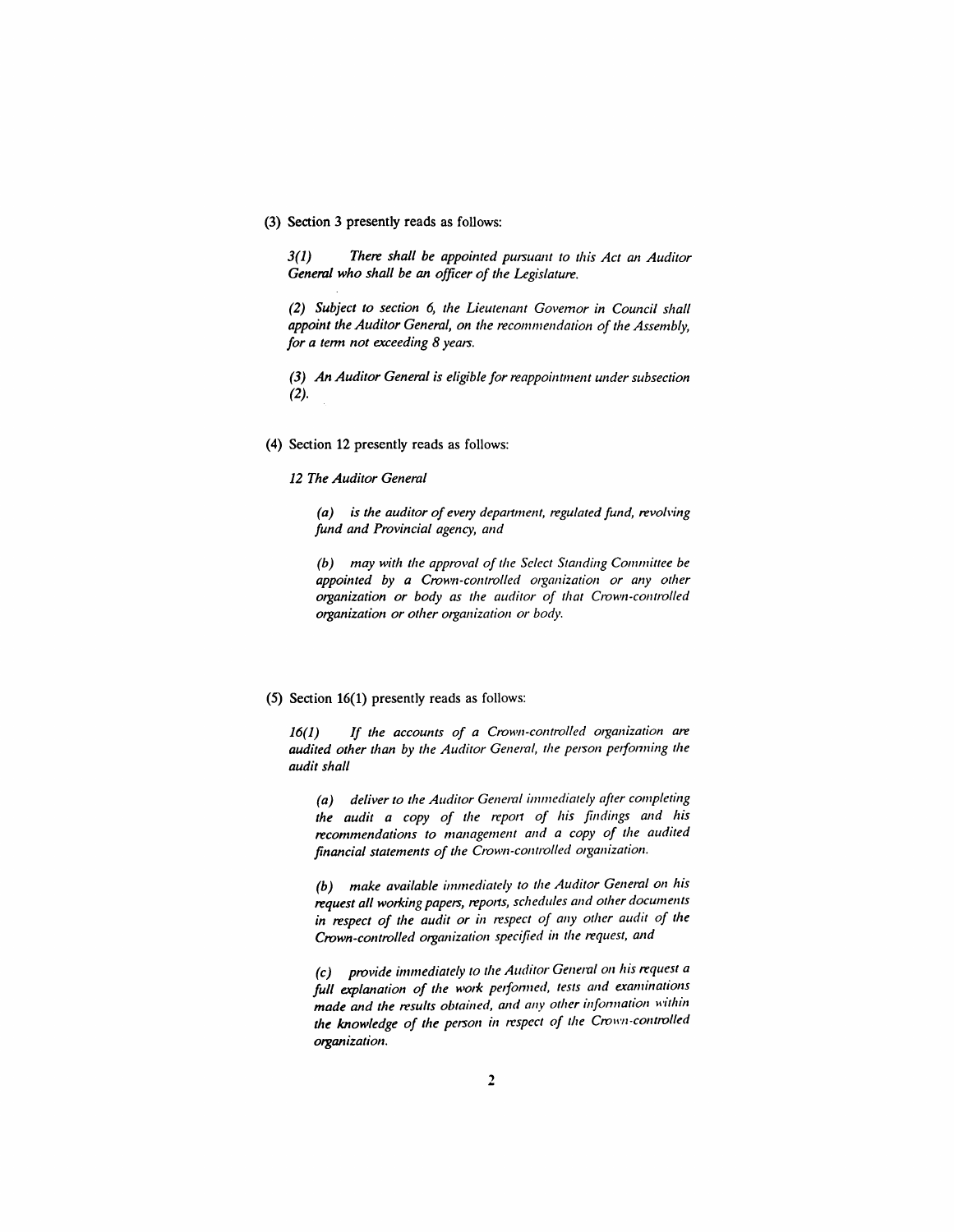(3) Section 3 presently reads as follows:

*3(1) There shall be appointed pursuant to this Act an Auditor General who shall be an officer of the Legislature.*

*(2) Subject to section 6, the Lieutenant Governor in Council shall appoint the Auditor General, on the recommendation of the Assembly, for a term not exceeding 8 years.*

*(3) An Auditor General is eligible for reappointment under subsection (2).*

(4) Section 12 presently reads as follows:

*12 The Auditor General*

*(a) is the auditor of every department, regulated fund, revolving fund and Provincial agency, and*

*(b) may with the approval of the Select Standing Committee be appointed by a Crown-controlled organization or any other organization or body as the auditor of that Crown-controlled organization or other organization or body.*

(5) Section 16(1) presently reads as follows:

*16(1) If the accounts of a Crown-controlled organization are audited other than by the Auditor General, the person performing the audit shall*

*(a) deliver to the Auditor General immediately after completing the audit a copy of the report of his findings and his recommendations to management and a copy of the audited financial statements of the Crown-controlled organization.*

*(b) make available immediately to the Auditor General on his request all working papers, reports, schedules and other documents in respect of the audit or in respect of any other audit of the Crown-controlled organization specified in the request, and*

*(c) provide immediately to the Auditor General on his request a full explanation of the work performed, tests and examinations made and the results obtained, and any other information within the knowledge of the person in respect of the Crown-controlled organization.*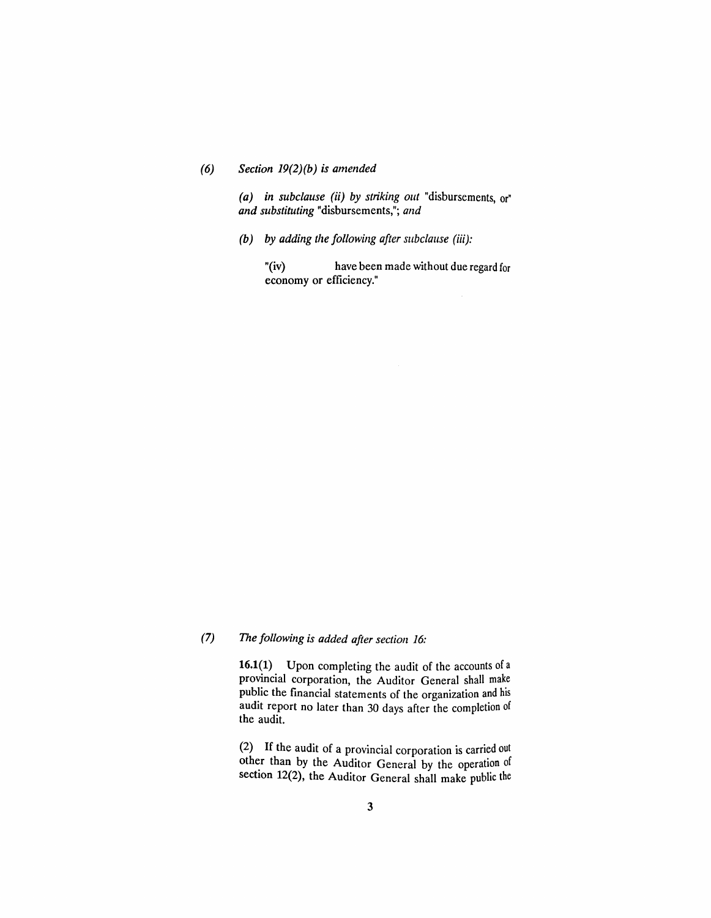*(6)* *Section 19(2)(b) is amended*

*(a) in subclause (ii) by striking out* "disbursements, or" *and substituting* "disbursements,"; *and*

*(b) by adding the following after subclause (iii):*

"(iv) have been made without due regard for economy or efficiency."

*(7)* *The following is added after section 16:*

**16.1(1)** Upon completing the audit of the accounts of a provincial corporation, the Auditor General shall make public the financial statements of the organization and his audit report no later than 30 days after the completion of the audit.

(2) If the audit of a provincial corporation is carried out other than by the Auditor General by the operation of section 12(2), the Auditor General shall make public the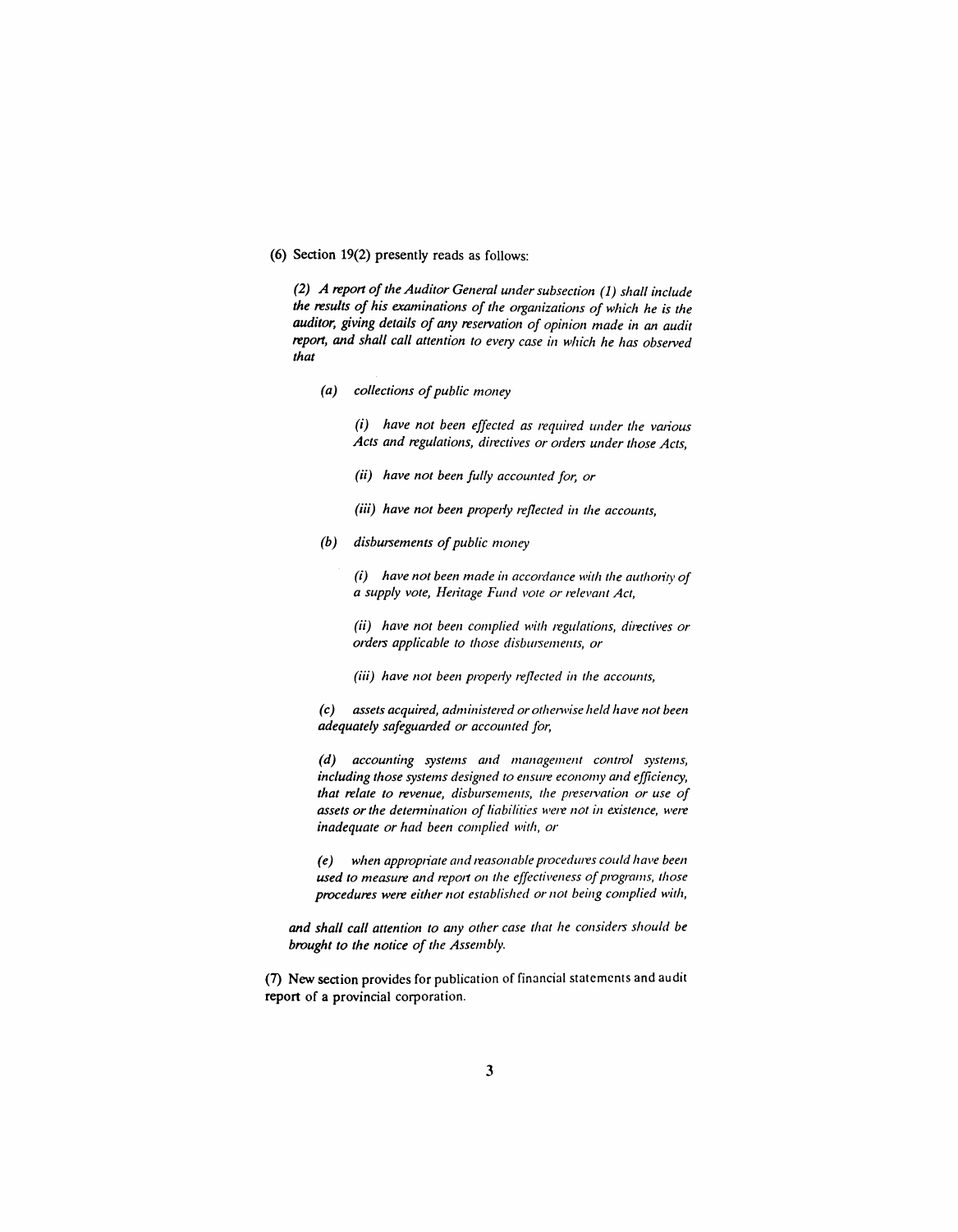(6) Section 19(2) presently reads as follows:

*(2) A report of the Auditor General under subsection (1) shall include the results of his examinations of the organizations of which he is the auditor, giving details of any reservation of opinion made in an audit report, and shall call attention to every case in which he has observed that*

*(a) collections of public money*

*(i) have not been effected as required under the various Acts and regulations, directives or orders under those Acts,*

*(ii) have not been fully accounted for, or*

*(iii) have not been properly reflected in the accounts,*

*(b) disbursements of public money*

*(i) have not been made in accordance with the authority of a supply vote, Heritage Fund vote or relevant Act,*

*(ii) have not been complied with regulations, directives or orders applicable to those disbursements, or*

*(iii) have not been properly reflected in the accounts,*

*(c) assets acquired, administered or otherwise held have not been adequately safeguarded or accounted for,*

*(d) accounting systems and management control systems, including those systems designed to ensure economy and efficiency, that relate to revenue, disbursements, the preservation or use of assets or the determination of liabilities were not in existence, were inadequate or had been complied with, or*

*(e) when appropriate and reasonable procedures could have been used to measure and report on the effectiveness of programs, those procedures were either not established or not being complied with,*

*and shall call attention to any other case that he considers should be brought to the notice of the Assembly.*

(7) New section provides for publication of financial statements and audit report of a provincial corporation.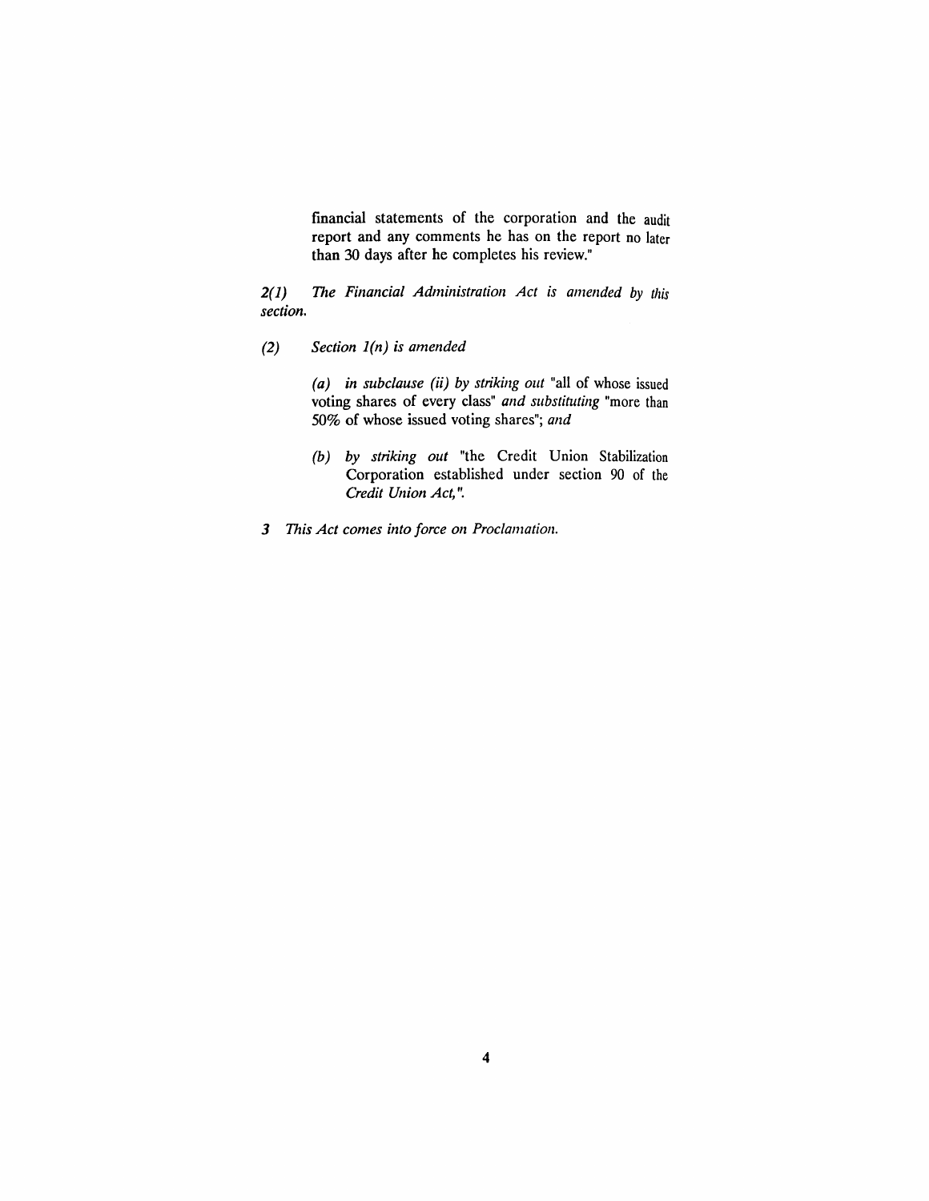financial statements of the corporation and the audit report and any comments he has on the report no later than 30 days after he completes his review."

*2(1) The Financial Administration Act is amended by this section.*

*(2) Section 1(n) is amended*

*(a) in subclause (ii) by striking out* "all of whose issued voting shares of every class" *and substituting* "more than 50% of whose issued voting shares"; *and*

*(b) by striking out* "the Credit Union Stabilization Corporation established under section 90 of the *Credit Union Act*,".

*3 This Act comes into force on Proclamation.*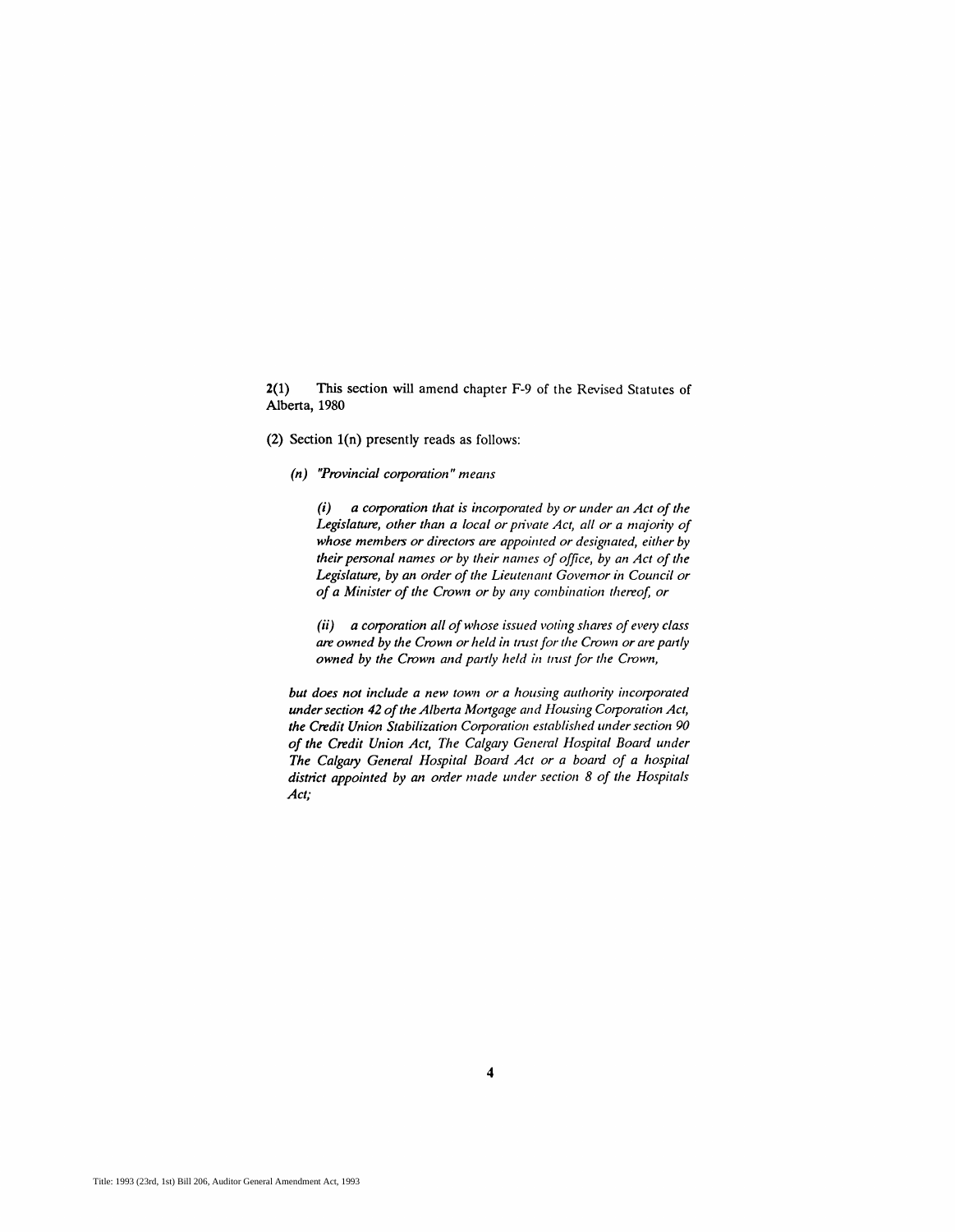**2(1)** This section will amend chapter F-9 of the Revised Statutes of Alberta, 1980

(2) Section 1(n) presently reads as follows:

*(n) "Provincial corporation" means*

*(i) a corporation that is incorporated by or under an Act of the Legislature, other than a local or private Act, all or a majority of whose members or directors are appointed or designated, either by their personal names or by their names of office, by an Act of the Legislature, by an order of the Lieutenant Governor in Council or of a Minister of the Crown or by any combination thereof, or*

*(ii) a corporation all of whose issued voting shares of every class are owned by the Crown or held in trust for the Crown or are partly owned by the Crown and partly held in trust for the Crown,*

*but does not include a new town or a housing authority incorporated under section 42 of the Alberta Mortgage and Housing Corporation Act, the Credit Union Stabilization Corporation established under section 90 of the Credit Union Act, The Calgary General Hospital Board under The Calgary General Hospital Board Act or a board of a hospital district appointed by an order made under section 8 of the Hospitals Act;*